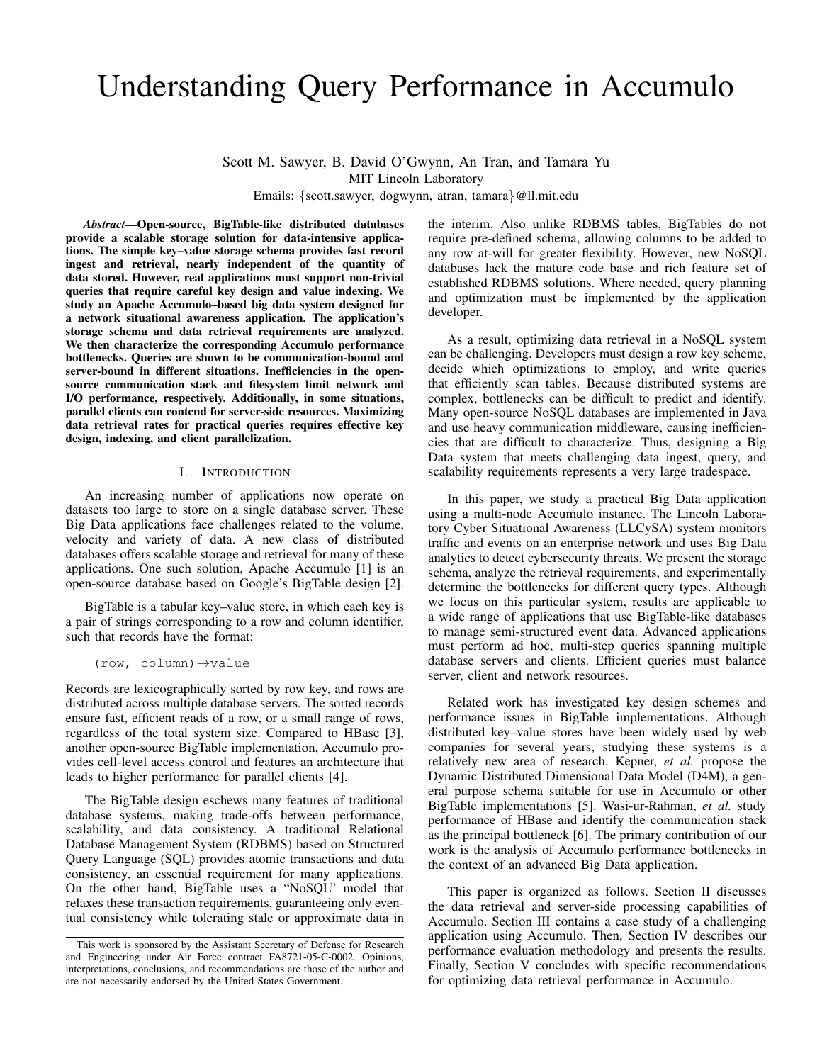# Understanding Query Performance in Accumulo

Scott M. Sawyer, B. David O'Gwynn, An Tran, and Tamara Yu
MIT Lincoln Laboratory
Emails: {scott.sawyer, dogwynn, atran, tamara}@ll.mit.edu

***Abstract*—Open-source, BigTable-like distributed databases provide a scalable storage solution for data-intensive applications. The simple key–value storage schema provides fast record ingest and retrieval, nearly independent of the quantity of data stored. However, real applications must support non-trivial queries that require careful key design and value indexing. We study an Apache Accumulo–based big data system designed for a network situational awareness application. The application's storage schema and data retrieval requirements are analyzed. We then characterize the corresponding Accumulo performance bottlenecks. Queries are shown to be communication-bound and server-bound in different situations. Inefficiencies in the open-source communication stack and filesystem limit network and I/O performance, respectively. Additionally, in some situations, parallel clients can contend for server-side resources. Maximizing data retrieval rates for practical queries requires effective key design, indexing, and client parallelization.**

## I. Introduction

An increasing number of applications now operate on datasets too large to store on a single database server. These Big Data applications face challenges related to the volume, velocity and variety of data. A new class of distributed databases offers scalable storage and retrieval for many of these applications. One such solution, Apache Accumulo [1] is an open-source database based on Google's BigTable design [2].

BigTable is a tabular key–value store, in which each key is a pair of strings corresponding to a row and column identifier, such that records have the format:

(row, column)→value

Records are lexicographically sorted by row key, and rows are distributed across multiple database servers. The sorted records ensure fast, efficient reads of a row, or a small range of rows, regardless of the total system size. Compared to HBase [3], another open-source BigTable implementation, Accumulo provides cell-level access control and features an architecture that leads to higher performance for parallel clients [4].

The BigTable design eschews many features of traditional database systems, making trade-offs between performance, scalability, and data consistency. A traditional Relational Database Management System (RDBMS) based on Structured Query Language (SQL) provides atomic transactions and data consistency, an essential requirement for many applications. On the other hand, BigTable uses a "NoSQL" model that relaxes these transaction requirements, guaranteeing only eventual consistency while tolerating stale or approximate data in the interim. Also unlike RDBMS tables, BigTables do not require pre-defined schema, allowing columns to be added to any row at-will for greater flexibility. However, new NoSQL databases lack the mature code base and rich feature set of established RDBMS solutions. Where needed, query planning and optimization must be implemented by the application developer.

As a result, optimizing data retrieval in a NoSQL system can be challenging. Developers must design a row key scheme, decide which optimizations to employ, and write queries that efficiently scan tables. Because distributed systems are complex, bottlenecks can be difficult to predict and identify. Many open-source NoSQL databases are implemented in Java and use heavy communication middleware, causing inefficiencies that are difficult to characterize. Thus, designing a Big Data system that meets challenging data ingest, query, and scalability requirements represents a very large tradespace.

In this paper, we study a practical Big Data application using a multi-node Accumulo instance. The Lincoln Laboratory Cyber Situational Awareness (LLCySA) system monitors traffic and events on an enterprise network and uses Big Data analytics to detect cybersecurity threats. We present the storage schema, analyze the retrieval requirements, and experimentally determine the bottlenecks for different query types. Although we focus on this particular system, results are applicable to a wide range of applications that use BigTable-like databases to manage semi-structured event data. Advanced applications must perform ad hoc, multi-step queries spanning multiple database servers and clients. Efficient queries must balance server, client and network resources.

Related work has investigated key design schemes and performance issues in BigTable implementations. Although distributed key–value stores have been widely used by web companies for several years, studying these systems is a relatively new area of research. Kepner, *et al.* propose the Dynamic Distributed Dimensional Data Model (D4M), a general purpose schema suitable for use in Accumulo or other BigTable implementations [5]. Wasi-ur-Rahman, *et al.* study performance of HBase and identify the communication stack as the principal bottleneck [6]. The primary contribution of our work is the analysis of Accumulo performance bottlenecks in the context of an advanced Big Data application.

This paper is organized as follows. Section II discusses the data retrieval and server-side processing capabilities of Accumulo. Section III contains a case study of a challenging application using Accumulo. Then, Section IV describes our performance evaluation methodology and presents the results. Finally, Section V concludes with specific recommendations for optimizing data retrieval performance in Accumulo.

This work is sponsored by the Assistant Secretary of Defense for Research and Engineering under Air Force contract FA8721-05-C-0002. Opinions, interpretations, conclusions, and recommendations are those of the author and are not necessarily endorsed by the United States Government.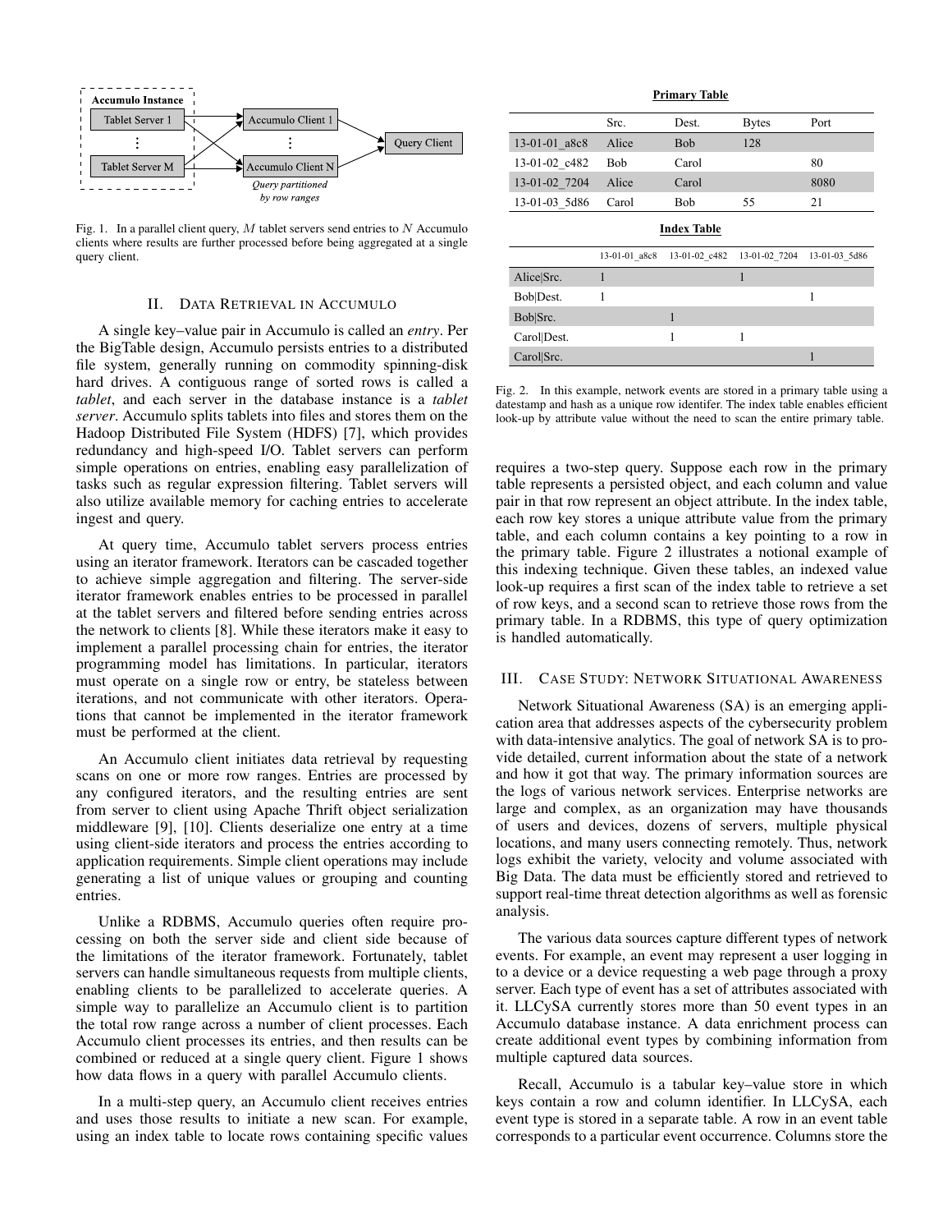Accumulo Instance

Tablet Server 1

⋮

Tablet Server M

Accumulo Client 1

⋮

Accumulo Client N

Query Client

*Query partitioned by row ranges*

Fig. 1. In a parallel client query, $M$ tablet servers send entries to $N$ Accumulo clients where results are further processed before being aggregated at a single query client.

## II. Data Retrieval in Accumulo

A single key–value pair in Accumulo is called an *entry*. Per the BigTable design, Accumulo persists entries to a distributed file system, generally running on commodity spinning-disk hard drives. A contiguous range of sorted rows is called a *tablet*, and each server in the database instance is a *tablet server*. Accumulo splits tablets into files and stores them on the Hadoop Distributed File System (HDFS) [7], which provides redundancy and high-speed I/O. Tablet servers can perform simple operations on entries, enabling easy parallelization of tasks such as regular expression filtering. Tablet servers will also utilize available memory for caching entries to accelerate ingest and query.

At query time, Accumulo tablet servers process entries using an iterator framework. Iterators can be cascaded together to achieve simple aggregation and filtering. The server-side iterator framework enables entries to be processed in parallel at the tablet servers and filtered before sending entries across the network to clients [8]. While these iterators make it easy to implement a parallel processing chain for entries, the iterator programming model has limitations. In particular, iterators must operate on a single row or entry, be stateless between iterations, and not communicate with other iterators. Operations that cannot be implemented in the iterator framework must be performed at the client.

An Accumulo client initiates data retrieval by requesting scans on one or more row ranges. Entries are processed by any configured iterators, and the resulting entries are sent from server to client using Apache Thrift object serialization middleware [9], [10]. Clients deserialize one entry at a time using client-side iterators and process the entries according to application requirements. Simple client operations may include generating a list of unique values or grouping and counting entries.

Unlike a RDBMS, Accumulo queries often require processing on both the server side and client side because of the limitations of the iterator framework. Fortunately, tablet servers can handle simultaneous requests from multiple clients, enabling clients to be parallelized to accelerate queries. A simple way to parallelize an Accumulo client is to partition the total row range across a number of client processes. Each Accumulo client processes its entries, and then results can be combined or reduced at a single query client. Figure 1 shows how data flows in a query with parallel Accumulo clients.

In a multi-step query, an Accumulo client receives entries and uses those results to initiate a new scan. For example, using an index table to locate rows containing specific values requires a two-step query. Suppose each row in the primary table represents a persisted object, and each column and value pair in that row represent an object attribute. In the index table, each row key stores a unique attribute value from the primary table, and each column contains a key pointing to a row in the primary table. Figure 2 illustrates a notional example of this indexing technique. Given these tables, an indexed value look-up requires a first scan of the index table to retrieve a set of row keys, and a second scan to retrieve those rows from the primary table. In a RDBMS, this type of query optimization is handled automatically.

**Primary Table**

| | Src. | Dest. | Bytes | Port |
|---|---|---|---|---|
| 13-01-01_a8c8 | Alice | Bob | 128 | |
| 13-01-02_c482 | Bob | Carol | | 80 |
| 13-01-02_7204 | Alice | Carol | | 8080 |
| 13-01-03_5d86 | Carol | Bob | 55 | 21 |

**Index Table**

| | 13-01-01_a8c8 | 13-01-02_c482 | 13-01-02_7204 | 13-01-03_5d86 |
|---|---|---|---|---|
| Alice\|Src. | 1 | | 1 | |
| Bob\|Dest. | 1 | | | 1 |
| Bob\|Src. | | 1 | | |
| Carol\|Dest. | | 1 | 1 | |
| Carol\|Src. | | | | 1 |

Fig. 2. In this example, network events are stored in a primary table using a datestamp and hash as a unique row identifer. The index table enables efficient look-up by attribute value without the need to scan the entire primary table.

## III. Case Study: Network Situational Awareness

Network Situational Awareness (SA) is an emerging application area that addresses aspects of the cybersecurity problem with data-intensive analytics. The goal of network SA is to provide detailed, current information about the state of a network and how it got that way. The primary information sources are the logs of various network services. Enterprise networks are large and complex, as an organization may have thousands of users and devices, dozens of servers, multiple physical locations, and many users connecting remotely. Thus, network logs exhibit the variety, velocity and volume associated with Big Data. The data must be efficiently stored and retrieved to support real-time threat detection algorithms as well as forensic analysis.

The various data sources capture different types of network events. For example, an event may represent a user logging in to a device or a device requesting a web page through a proxy server. Each type of event has a set of attributes associated with it. LLCySA currently stores more than 50 event types in an Accumulo database instance. A data enrichment process can create additional event types by combining information from multiple captured data sources.

Recall, Accumulo is a tabular key–value store in which keys contain a row and column identifier. In LLCySA, each event type is stored in a separate table. A row in an event table corresponds to a particular event occurrence. Columns store the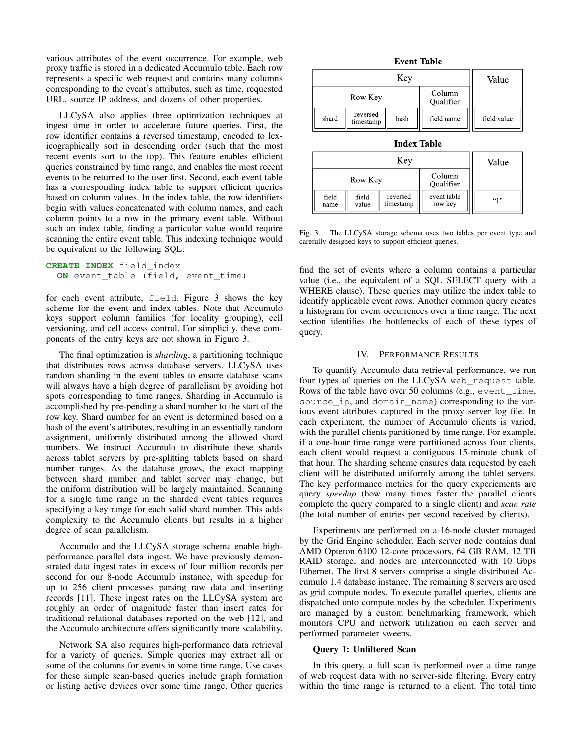various attributes of the event occurrence. For example, web proxy traffic is stored in a dedicated Accumulo table. Each row represents a specific web request and contains many columns corresponding to the event's attributes, such as time, requested URL, source IP address, and dozens of other properties.

LLCySA also applies three optimization techniques at ingest time in order to accelerate future queries. First, the row identifier contains a reversed timestamp, encoded to lexicographically sort in descending order (such that the most recent events sort to the top). This feature enables efficient queries constrained by time range, and enables the most recent events to be returned to the user first. Second, each event table has a corresponding index table to support efficient queries based on column values. In the index table, the row identifiers begin with values concatenated with column names, and each column points to a row in the primary event table. Without such an index table, finding a particular value would require scanning the entire event table. This indexing technique would be equivalent to the following SQL:

```
CREATE INDEX field_index
  ON event_table (field, event_time)
```

for each event attribute, `field`. Figure 3 shows the key scheme for the event and index tables. Note that Accumulo keys support column families (for locality grouping), cell versioning, and cell access control. For simplicity, these components of the entry keys are not shown in Figure 3.

The final optimization is *sharding*, a partitioning technique that distributes rows across database servers. LLCySA uses random sharding in the event tables to ensure database scans will always have a high degree of parallelism by avoiding hot spots corresponding to time ranges. Sharding in Accumulo is accomplished by pre-pending a shard number to the start of the row key. Shard number for an event is determined based on a hash of the event's attributes, resulting in an essentially random assignment, uniformly distributed among the allowed shard numbers. We instruct Accumulo to distribute these shards across tablet servers by pre-splitting tablets based on shard number ranges. As the database grows, the exact mapping between shard number and tablet server may change, but the uniform distribution will be largely maintained. Scanning for a single time range in the sharded event tables requires specifying a key range for each valid shard number. This adds complexity to the Accumulo clients but results in a higher degree of scan parallelism.

Accumulo and the LLCySA storage schema enable high-performance parallel data ingest. We have previously demonstrated data ingest rates in excess of four million records per second for our 8-node Accumulo instance, with speedup for up to 256 client processes parsing raw data and inserting records [11]. These ingest rates on the LLCySA system are roughly an order of magnitude faster than insert rates for traditional relational databases reported on the web [12], and the Accumulo architecture offers significantly more scalability.

Network SA also requires high-performance data retrieval for a variety of queries. Simple queries may extract all or some of the columns for events in some time range. Use cases for these simple scan-based queries include graph formation or listing active devices over some time range. Other queries

**Event Table**

| Key | | | | Value |
|---|---|---|---|---|
| Row Key | | | Column Qualifier | |
| shard | reversed timestamp | hash | field name | field value |

**Index Table**

| Key | | | | Value |
|---|---|---|---|---|
| Row Key | | | Column Qualifier | |
| field name | field value | reversed timestamp | event table row key | "1" |

Fig. 3. The LLCySA storage schema uses two tables per event type and carefully designed keys to support efficient queries.

find the set of events where a column contains a particular value (i.e., the equivalent of a SQL SELECT query with a WHERE clause). These queries may utilize the index table to identify applicable event rows. Another common query creates a histogram for event occurrences over a time range. The next section identifies the bottlenecks of each of these types of query.

## IV. Performance Results

To quantify Accumulo data retrieval performance, we run four types of queries on the LLCySA `web_request` table. Rows of the table have over 50 columns (e.g., `event_time`, `source_ip`, and `domain_name`) corresponding to the various event attributes captured in the proxy server log file. In each experiment, the number of Accumulo clients is varied, with the parallel clients partitioned by time range. For example, if a one-hour time range were partitioned across four clients, each client would request a contiguous 15-minute chunk of that hour. The sharding scheme ensures data requested by each client will be distributed uniformly among the tablet servers. The key performance metrics for the query experiements are query *speedup* (how many times faster the parallel clients complete the query compared to a single client) and *scan rate* (the total number of entries per second received by clients).

Experiments are performed on a 16-node cluster managed by the Grid Engine scheduler. Each server node contains dual AMD Opteron 6100 12-core processors, 64 GB RAM, 12 TB RAID storage, and nodes are interconnected with 10 Gbps Ethernet. The first 8 servers comprise a single distributed Accumulo 1.4 database instance. The remaining 8 servers are used as grid compute nodes. To execute parallel queries, clients are dispatched onto compute nodes by the scheduler. Experiments are managed by a custom benchmarking framework, which monitors CPU and network utilization on each server and performed parameter sweeps.

### Query 1: Unfiltered Scan

In this query, a full scan is performed over a time range of web request data with no server-side filtering. Every entry within the time range is returned to a client. The total time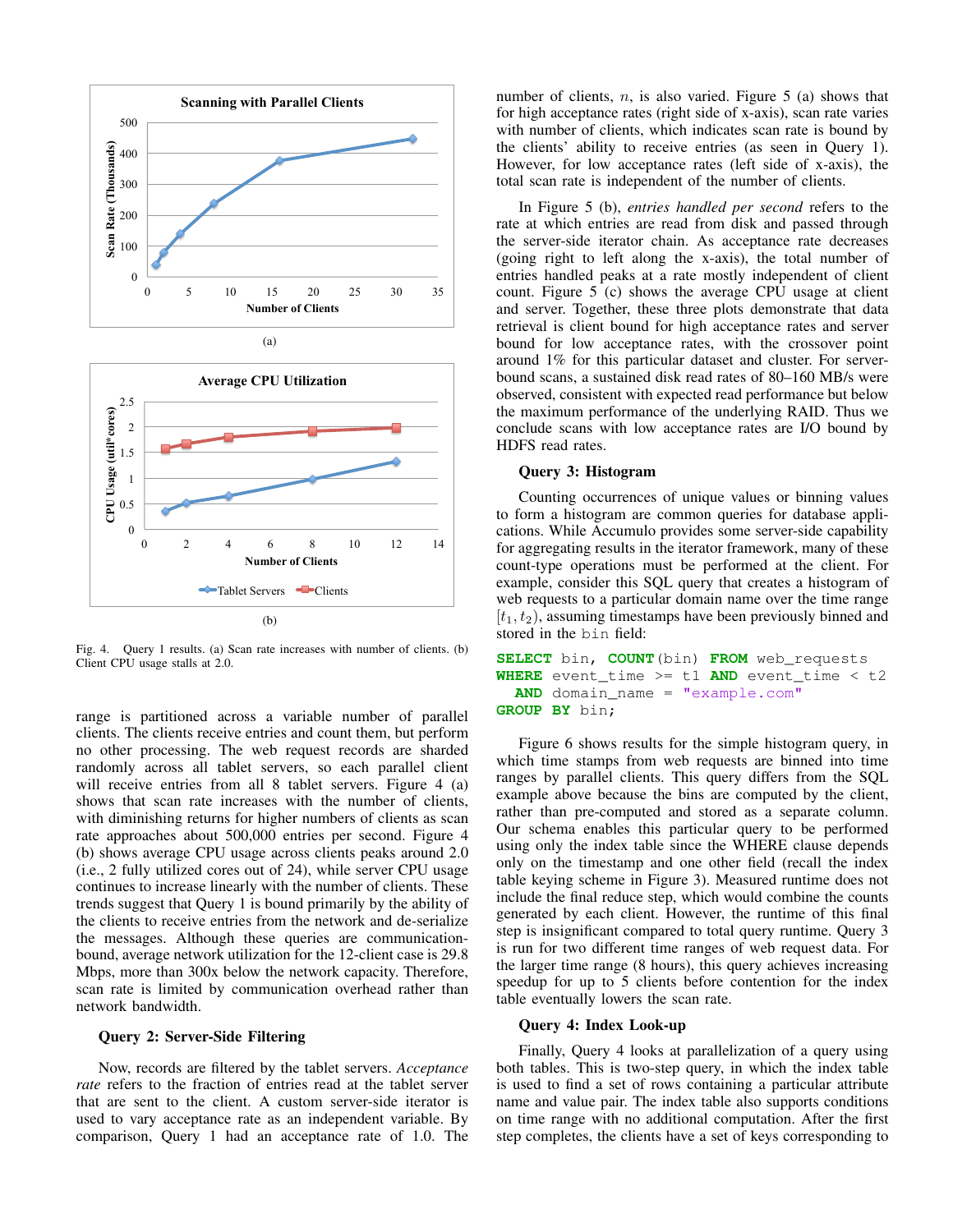Fig. 4. Query 1 results. (a) Scan rate increases with number of clients. (b) Client CPU usage stalls at 2.0.

range is partitioned across a variable number of parallel clients. The clients receive entries and count them, but perform no other processing. The web request records are sharded randomly across all tablet servers, so each parallel client will receive entries from all 8 tablet servers. Figure 4 (a) shows that scan rate increases with the number of clients, with diminishing returns for higher numbers of clients as scan rate approaches about 500,000 entries per second. Figure 4 (b) shows average CPU usage across clients peaks around 2.0 (i.e., 2 fully utilized cores out of 24), while server CPU usage continues to increase linearly with the number of clients. These trends suggest that Query 1 is bound primarily by the ability of the clients to receive entries from the network and de-serialize the messages. Although these queries are communication-bound, average network utilization for the 12-client case is 29.8 Mbps, more than 300x below the network capacity. Therefore, scan rate is limited by communication overhead rather than network bandwidth.

### Query 2: Server-Side Filtering

Now, records are filtered by the tablet servers. *Acceptance rate* refers to the fraction of entries read at the tablet server that are sent to the client. A custom server-side iterator is used to vary acceptance rate as an independent variable. By comparison, Query 1 had an acceptance rate of 1.0. The number of clients, $n$, is also varied. Figure 5 (a) shows that for high acceptance rates (right side of x-axis), scan rate varies with number of clients, which indicates scan rate is bound by the clients' ability to receive entries (as seen in Query 1). However, for low acceptance rates (left side of x-axis), the total scan rate is independent of the number of clients.

In Figure 5 (b), *entries handled per second* refers to the rate at which entries are read from disk and passed through the server-side iterator chain. As acceptance rate decreases (going right to left along the x-axis), the total number of entries handled peaks at a rate mostly independent of client count. Figure 5 (c) shows the average CPU usage at client and server. Together, these three plots demonstrate that data retrieval is client bound for high acceptance rates and server bound for low acceptance rates, with the crossover point around 1% for this particular dataset and cluster. For server-bound scans, a sustained disk read rates of 80–160 MB/s were observed, consistent with expected read performance but below the maximum performance of the underlying RAID. Thus we conclude scans with low acceptance rates are I/O bound by HDFS read rates.

### Query 3: Histogram

Counting occurrences of unique values or binning values to form a histogram are common queries for database applications. While Accumulo provides some server-side capability for aggregating results in the iterator framework, many of these count-type operations must be performed at the client. For example, consider this SQL query that creates a histogram of web requests to a particular domain name over the time range $[t_1, t_2)$, assuming timestamps have been previously binned and stored in the bin field:

```
SELECT bin, COUNT(bin) FROM web_requests
WHERE event_time >= t1 AND event_time < t2
  AND domain_name = "example.com"
GROUP BY bin;
```

Figure 6 shows results for the simple histogram query, in which time stamps from web requests are binned into time ranges by parallel clients. This query differs from the SQL example above because the bins are computed by the client, rather than pre-computed and stored as a separate column. Our schema enables this particular query to be performed using only the index table since the WHERE clause depends only on the timestamp and one other field (recall the index table keying scheme in Figure 3). Measured runtime does not include the final reduce step, which would combine the counts generated by each client. However, the runtime of this final step is insignificant compared to total query runtime. Query 3 is run for two different time ranges of web request data. For the larger time range (8 hours), this query achieves increasing speedup for up to 5 clients before contention for the index table eventually lowers the scan rate.

### Query 4: Index Look-up

Finally, Query 4 looks at parallelization of a query using both tables. This is two-step query, in which the index table is used to find a set of rows containing a particular attribute name and value pair. The index table also supports conditions on time range with no additional computation. After the first step completes, the clients have a set of keys corresponding to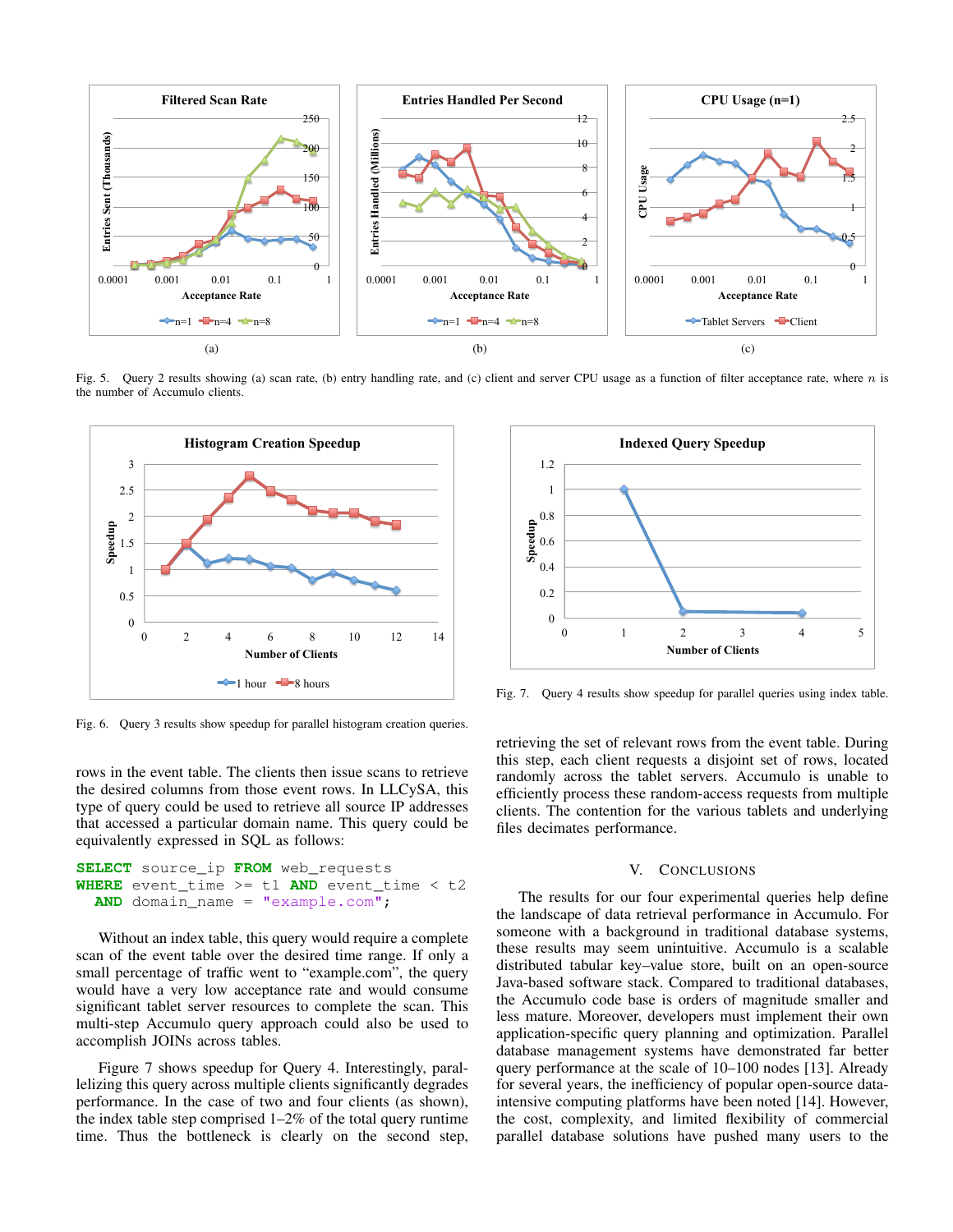Fig. 5. Query 2 results showing (a) scan rate, (b) entry handling rate, and (c) client and server CPU usage as a function of filter acceptance rate, where $n$ is the number of Accumulo clients.

Fig. 6. Query 3 results show speedup for parallel histogram creation queries.

Fig. 7. Query 4 results show speedup for parallel queries using index table.

rows in the event table. The clients then issue scans to retrieve the desired columns from those event rows. In LLCySA, this type of query could be used to retrieve all source IP addresses that accessed a particular domain name. This query could be equivalently expressed in SQL as follows:

```
SELECT source_ip FROM web_requests
WHERE event_time >= t1 AND event_time < t2
  AND domain_name = "example.com";
```

Without an index table, this query would require a complete scan of the event table over the desired time range. If only a small percentage of traffic went to "example.com", the query would have a very low acceptance rate and would consume significant tablet server resources to complete the scan. This multi-step Accumulo query approach could also be used to accomplish JOINs across tables.

Figure 7 shows speedup for Query 4. Interestingly, parallelizing this query across multiple clients significantly degrades performance. In the case of two and four clients (as shown), the index table step comprised 1–2% of the total query runtime time. Thus the bottleneck is clearly on the second step, retrieving the set of relevant rows from the event table. During this step, each client requests a disjoint set of rows, located randomly across the tablet servers. Accumulo is unable to efficiently process these random-access requests from multiple clients. The contention for the various tablets and underlying files decimates performance.

## V. Conclusions

The results for our four experimental queries help define the landscape of data retrieval performance in Accumulo. For someone with a background in traditional database systems, these results may seem unintuitive. Accumulo is a scalable distributed tabular key–value store, built on an open-source Java-based software stack. Compared to traditional databases, the Accumulo code base is orders of magnitude smaller and less mature. Moreover, developers must implement their own application-specific query planning and optimization. Parallel database management systems have demonstrated far better query performance at the scale of 10–100 nodes [13]. Already for several years, the inefficiency of popular open-source data-intensive computing platforms have been noted [14]. However, the cost, complexity, and limited flexibility of commercial parallel database solutions have pushed many users to the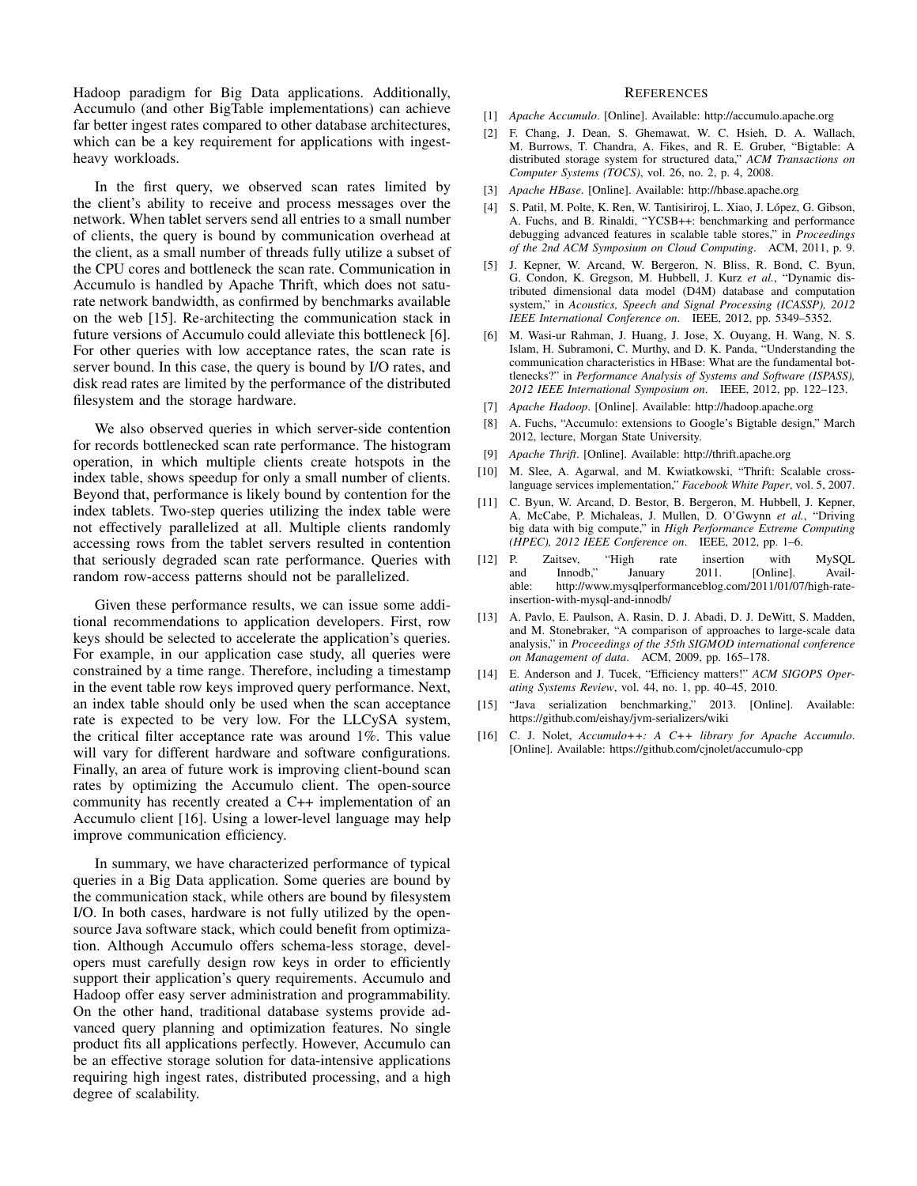Hadoop paradigm for Big Data applications. Additionally, Accumulo (and other BigTable implementations) can achieve far better ingest rates compared to other database architectures, which can be a key requirement for applications with ingest-heavy workloads.

In the first query, we observed scan rates limited by the client's ability to receive and process messages over the network. When tablet servers send all entries to a small number of clients, the query is bound by communication overhead at the client, as a small number of threads fully utilize a subset of the CPU cores and bottleneck the scan rate. Communication in Accumulo is handled by Apache Thrift, which does not saturate network bandwidth, as confirmed by benchmarks available on the web [15]. Re-architecting the communication stack in future versions of Accumulo could alleviate this bottleneck [6]. For other queries with low acceptance rates, the scan rate is server bound. In this case, the query is bound by I/O rates, and disk read rates are limited by the performance of the distributed filesystem and the storage hardware.

We also observed queries in which server-side contention for records bottlenecked scan rate performance. The histogram operation, in which multiple clients create hotspots in the index table, shows speedup for only a small number of clients. Beyond that, performance is likely bound by contention for the index tablets. Two-step queries utilizing the index table were not effectively parallelized at all. Multiple clients randomly accessing rows from the tablet servers resulted in contention that seriously degraded scan rate performance. Queries with random row-access patterns should not be parallelized.

Given these performance results, we can issue some additional recommendations to application developers. First, row keys should be selected to accelerate the application's queries. For example, in our application case study, all queries were constrained by a time range. Therefore, including a timestamp in the event table row keys improved query performance. Next, an index table should only be used when the scan acceptance rate is expected to be very low. For the LLCySA system, the critical filter acceptance rate was around 1%. This value will vary for different hardware and software configurations. Finally, an area of future work is improving client-bound scan rates by optimizing the Accumulo client. The open-source community has recently created a C++ implementation of an Accumulo client [16]. Using a lower-level language may help improve communication efficiency.

In summary, we have characterized performance of typical queries in a Big Data application. Some queries are bound by the communication stack, while others are bound by filesystem I/O. In both cases, hardware is not fully utilized by the open-source Java software stack, which could benefit from optimization. Although Accumulo offers schema-less storage, developers must carefully design row keys in order to efficiently support their application's query requirements. Accumulo and Hadoop offer easy server administration and programmability. On the other hand, traditional database systems provide advanced query planning and optimization features. No single product fits all applications perfectly. However, Accumulo can be an effective storage solution for data-intensive applications requiring high ingest rates, distributed processing, and a high degree of scalability.

## REFERENCES

[1] *Apache Accumulo*. [Online]. Available: http://accumulo.apache.org

[2] F. Chang, J. Dean, S. Ghemawat, W. C. Hsieh, D. A. Wallach, M. Burrows, T. Chandra, A. Fikes, and R. E. Gruber, "Bigtable: A distributed storage system for structured data," *ACM Transactions on Computer Systems (TOCS)*, vol. 26, no. 2, p. 4, 2008.

[3] *Apache HBase*. [Online]. Available: http://hbase.apache.org

[4] S. Patil, M. Polte, K. Ren, W. Tantisiriroj, L. Xiao, J. López, G. Gibson, A. Fuchs, and B. Rinaldi, "YCSB++: benchmarking and performance debugging advanced features in scalable table stores," in *Proceedings of the 2nd ACM Symposium on Cloud Computing*. ACM, 2011, p. 9.

[5] J. Kepner, W. Arcand, W. Bergeron, N. Bliss, R. Bond, C. Byun, G. Condon, K. Gregson, M. Hubbell, J. Kurz *et al.*, "Dynamic distributed dimensional data model (D4M) database and computation system," in *Acoustics, Speech and Signal Processing (ICASSP), 2012 IEEE International Conference on*. IEEE, 2012, pp. 5349–5352.

[6] M. Wasi-ur Rahman, J. Huang, J. Jose, X. Ouyang, H. Wang, N. S. Islam, H. Subramoni, C. Murthy, and D. K. Panda, "Understanding the communication characteristics in HBase: What are the fundamental bottlenecks?" in *Performance Analysis of Systems and Software (ISPASS), 2012 IEEE International Symposium on*. IEEE, 2012, pp. 122–123.

[7] *Apache Hadoop*. [Online]. Available: http://hadoop.apache.org

[8] A. Fuchs, "Accumulo: extensions to Google's Bigtable design," March 2012, lecture, Morgan State University.

[9] *Apache Thrift*. [Online]. Available: http://thrift.apache.org

[10] M. Slee, A. Agarwal, and M. Kwiatkowski, "Thrift: Scalable cross-language services implementation," *Facebook White Paper*, vol. 5, 2007.

[11] C. Byun, W. Arcand, D. Bestor, B. Bergeron, M. Hubbell, J. Kepner, A. McCabe, P. Michaleas, J. Mullen, D. O'Gwynn *et al.*, "Driving big data with big compute," in *High Performance Extreme Computing (HPEC), 2012 IEEE Conference on*. IEEE, 2012, pp. 1–6.

[12] P. Zaitsev, "High rate insertion with MySQL and Innodb," January 2011. [Online]. Available: http://www.mysqlperformanceblog.com/2011/01/07/high-rate-insertion-with-mysql-and-innodb/

[13] A. Pavlo, E. Paulson, A. Rasin, D. J. Abadi, D. J. DeWitt, S. Madden, and M. Stonebraker, "A comparison of approaches to large-scale data analysis," in *Proceedings of the 35th SIGMOD international conference on Management of data*. ACM, 2009, pp. 165–178.

[14] E. Anderson and J. Tucek, "Efficiency matters!" *ACM SIGOPS Operating Systems Review*, vol. 44, no. 1, pp. 40–45, 2010.

[15] "Java serialization benchmarking," 2013. [Online]. Available: https://github.com/eishay/jvm-serializers/wiki

[16] C. J. Nolet, *Accumulo++: A C++ library for Apache Accumulo*. [Online]. Available: https://github.com/cjnolet/accumulo-cpp